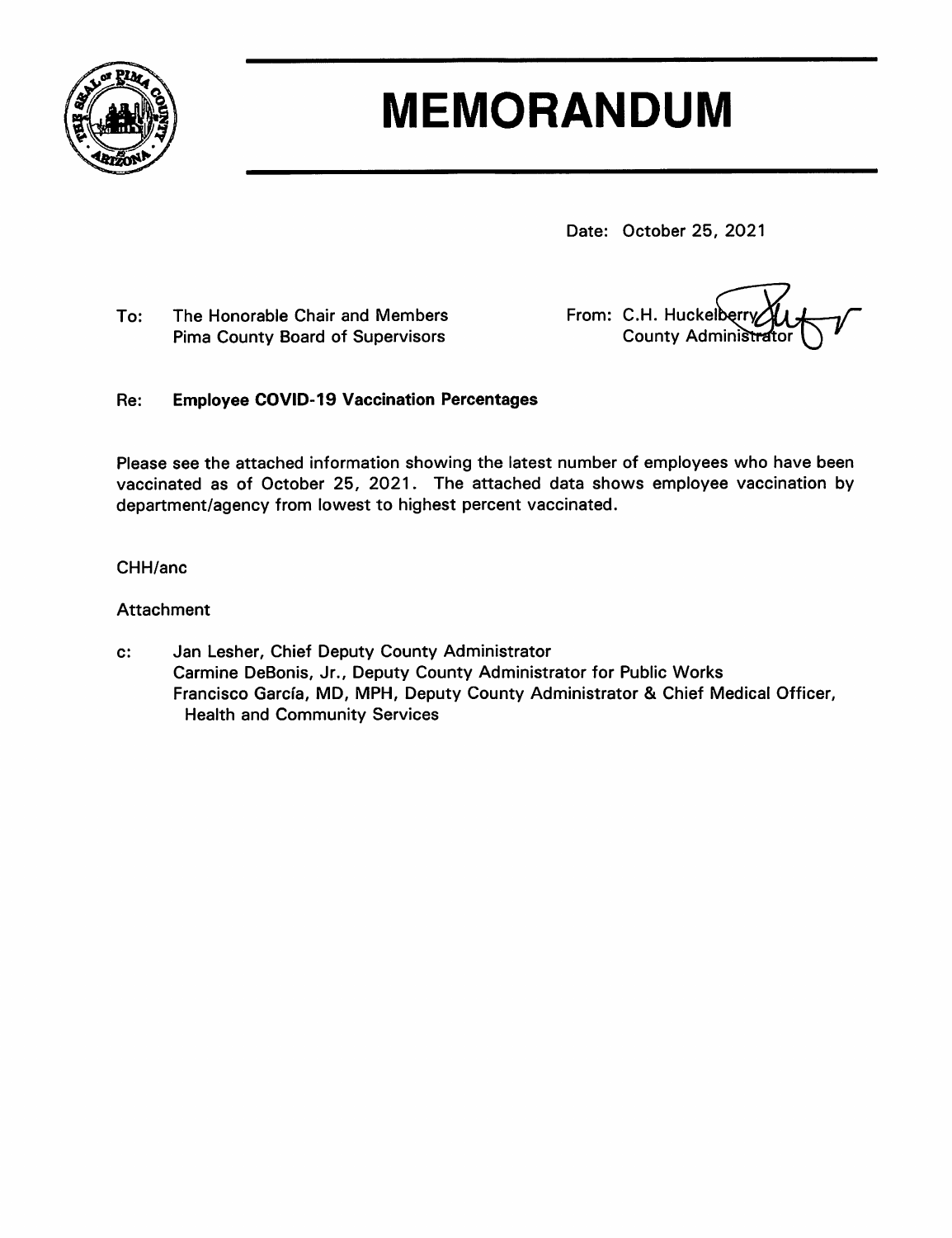# MEMORANDUM

Date: October 25, 2021

To: The Honorable Chair and Members
Pima County Board of Supervisors

From: C.H. Huckelberry
County Administrator

Re: **Employee COVID-19 Vaccination Percentages**

Please see the attached information showing the latest number of employees who have been vaccinated as of October 25, 2021. The attached data shows employee vaccination by department/agency from lowest to highest percent vaccinated.

CHH/anc

Attachment

c: Jan Lesher, Chief Deputy County Administrator
Carmine DeBonis, Jr., Deputy County Administrator for Public Works
Francisco García, MD, MPH, Deputy County Administrator & Chief Medical Officer, Health and Community Services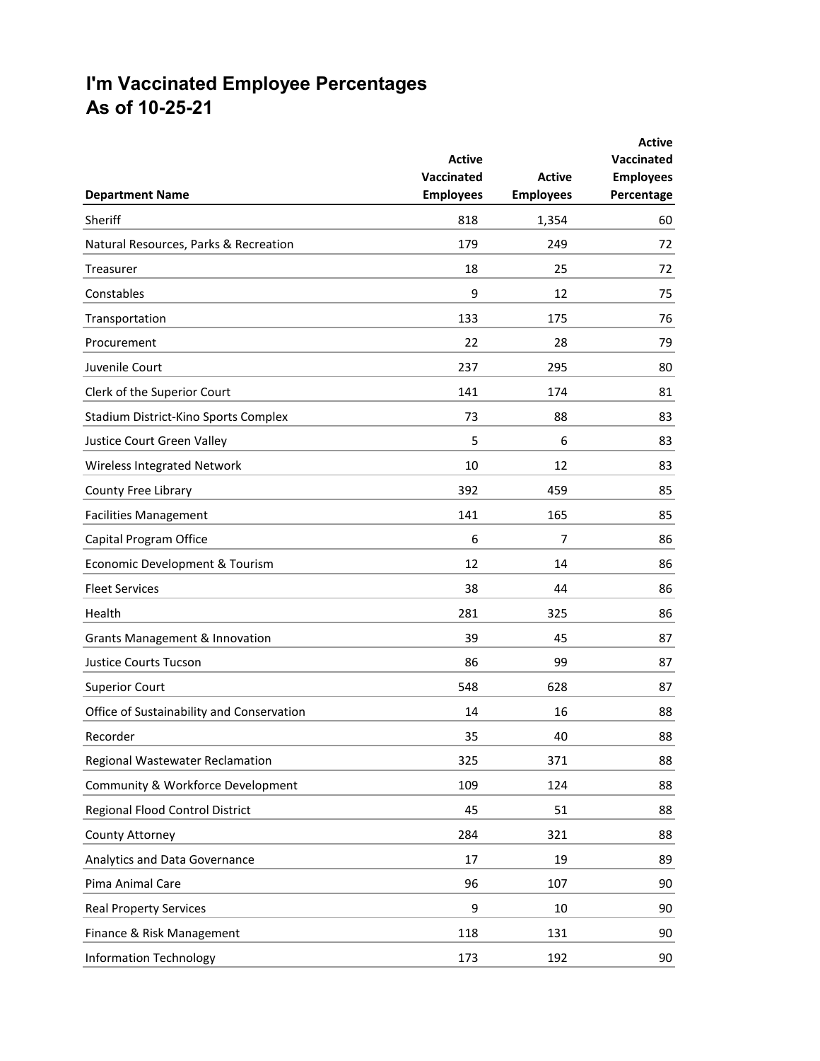# I'm Vaccinated Employee Percentages
## As of 10-25-21

| Department Name | Active Vaccinated Employees | Active Employees | Active Vaccinated Employees Percentage |
|---|---|---|---|
| Sheriff | 818 | 1,354 | 60 |
| Natural Resources, Parks & Recreation | 179 | 249 | 72 |
| Treasurer | 18 | 25 | 72 |
| Constables | 9 | 12 | 75 |
| Transportation | 133 | 175 | 76 |
| Procurement | 22 | 28 | 79 |
| Juvenile Court | 237 | 295 | 80 |
| Clerk of the Superior Court | 141 | 174 | 81 |
| Stadium District-Kino Sports Complex | 73 | 88 | 83 |
| Justice Court Green Valley | 5 | 6 | 83 |
| Wireless Integrated Network | 10 | 12 | 83 |
| County Free Library | 392 | 459 | 85 |
| Facilities Management | 141 | 165 | 85 |
| Capital Program Office | 6 | 7 | 86 |
| Economic Development & Tourism | 12 | 14 | 86 |
| Fleet Services | 38 | 44 | 86 |
| Health | 281 | 325 | 86 |
| Grants Management & Innovation | 39 | 45 | 87 |
| Justice Courts Tucson | 86 | 99 | 87 |
| Superior Court | 548 | 628 | 87 |
| Office of Sustainability and Conservation | 14 | 16 | 88 |
| Recorder | 35 | 40 | 88 |
| Regional Wastewater Reclamation | 325 | 371 | 88 |
| Community & Workforce Development | 109 | 124 | 88 |
| Regional Flood Control District | 45 | 51 | 88 |
| County Attorney | 284 | 321 | 88 |
| Analytics and Data Governance | 17 | 19 | 89 |
| Pima Animal Care | 96 | 107 | 90 |
| Real Property Services | 9 | 10 | 90 |
| Finance & Risk Management | 118 | 131 | 90 |
| Information Technology | 173 | 192 | 90 |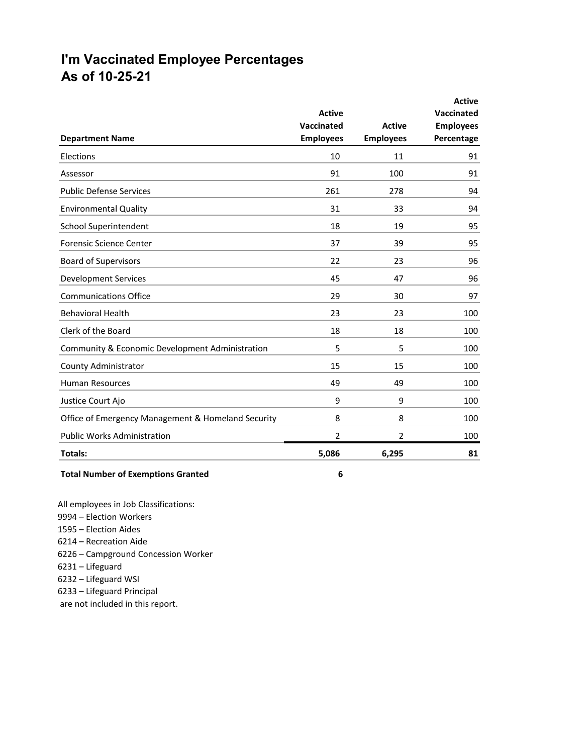# I'm Vaccinated Employee Percentages
# As of 10-25-21

| Department Name | Active Vaccinated Employees | Active Employees | Active Vaccinated Employees Percentage |
|---|---|---|---|
| Elections | 10 | 11 | 91 |
| Assessor | 91 | 100 | 91 |
| Public Defense Services | 261 | 278 | 94 |
| Environmental Quality | 31 | 33 | 94 |
| School Superintendent | 18 | 19 | 95 |
| Forensic Science Center | 37 | 39 | 95 |
| Board of Supervisors | 22 | 23 | 96 |
| Development Services | 45 | 47 | 96 |
| Communications Office | 29 | 30 | 97 |
| Behavioral Health | 23 | 23 | 100 |
| Clerk of the Board | 18 | 18 | 100 |
| Community & Economic Development Administration | 5 | 5 | 100 |
| County Administrator | 15 | 15 | 100 |
| Human Resources | 49 | 49 | 100 |
| Justice Court Ajo | 9 | 9 | 100 |
| Office of Emergency Management & Homeland Security | 8 | 8 | 100 |
| Public Works Administration | 2 | 2 | 100 |
| **Totals:** | **5,086** | **6,295** | **81** |
| **Total Number of Exemptions Granted** | **6** | | |

All employees in Job Classifications:
9994 – Election Workers
1595 – Election Aides
6214 – Recreation Aide
6226 – Campground Concession Worker
6231 – Lifeguard
6232 – Lifeguard WSI
6233 – Lifeguard Principal
are not included in this report.